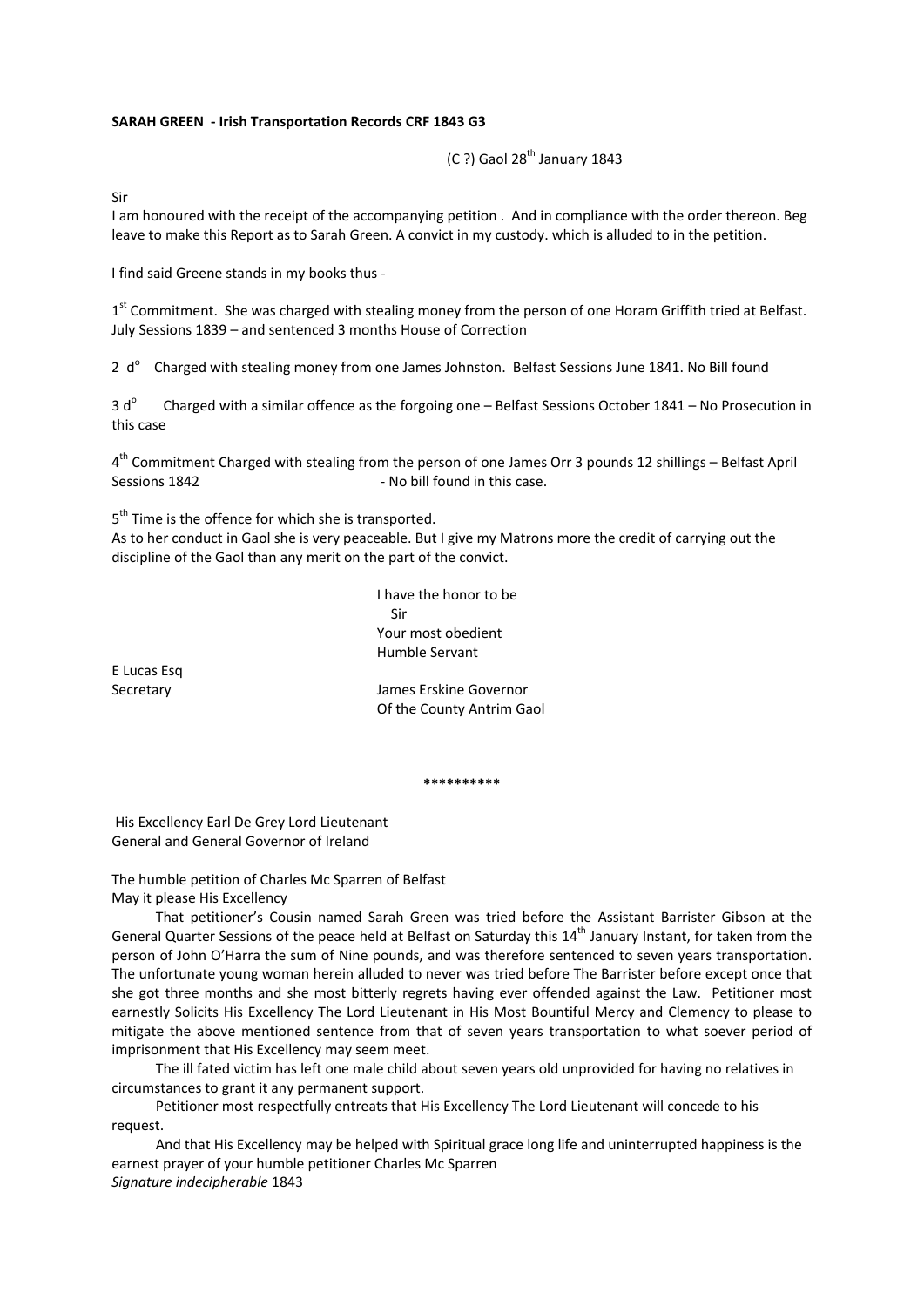**SARAH GREEN - Irish Transportation Records CRF 1843 G3**

(C ?) Gaol 28th January 1843

Sir

I am honoured with the receipt of the accompanying petition . And in compliance with the order thereon. Beg leave to make this Report as to Sarah Green. A convict in my custody. which is alluded to in the petition.

I find said Greene stands in my books thus -

1st Commitment. She was charged with stealing money from the person of one Horam Griffith tried at Belfast. July Sessions 1839 – and sentenced 3 months House of Correction

2 d° Charged with stealing money from one James Johnston. Belfast Sessions June 1841. No Bill found

3 d° Charged with a similar offence as the forgoing one – Belfast Sessions October 1841 – No Prosecution in this case

4th Commitment Charged with stealing from the person of one James Orr 3 pounds 12 shillings – Belfast April Sessions 1842 - No bill found in this case.

5th Time is the offence for which she is transported.

As to her conduct in Gaol she is very peaceable. But I give my Matrons more the credit of carrying out the discipline of the Gaol than any merit on the part of the convict.

I have the honor to be
Sir
Your most obedient
Humble Servant

E Lucas Esq
Secretary

James Erskine Governor
Of the County Antrim Gaol

**********

His Excellency Earl De Grey Lord Lieutenant
General and General Governor of Ireland

The humble petition of Charles Mc Sparren of Belfast
May it please His Excellency

That petitioner's Cousin named Sarah Green was tried before the Assistant Barrister Gibson at the General Quarter Sessions of the peace held at Belfast on Saturday this 14th January Instant, for taken from the person of John O'Harra the sum of Nine pounds, and was therefore sentenced to seven years transportation. The unfortunate young woman herein alluded to never was tried before The Barrister before except once that she got three months and she most bitterly regrets having ever offended against the Law. Petitioner most earnestly Solicits His Excellency The Lord Lieutenant in His Most Bountiful Mercy and Clemency to please to mitigate the above mentioned sentence from that of seven years transportation to what soever period of imprisonment that His Excellency may seem meet.

The ill fated victim has left one male child about seven years old unprovided for having no relatives in circumstances to grant it any permanent support.

Petitioner most respectfully entreats that His Excellency The Lord Lieutenant will concede to his request.

And that His Excellency may be helped with Spiritual grace long life and uninterrupted happiness is the earnest prayer of your humble petitioner Charles Mc Sparren

*Signature indecipherable* 1843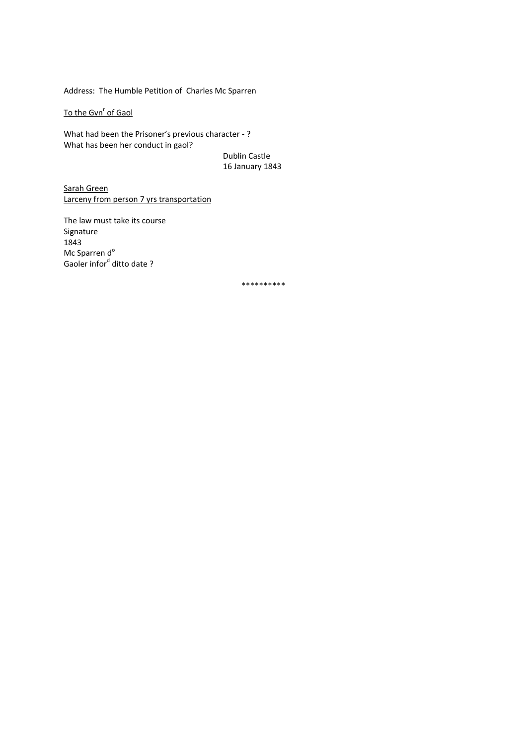Address: The Humble Petition of Charles Mc Sparren

<u>To the Gvn[r] of Gaol</u>

What had been the Prisoner's previous character - ?
What has been her conduct in gaol?

Dublin Castle
16 January 1843

<u>Sarah Green</u>
<u>Larceny from person 7 yrs transportation</u>

The law must take its course
Signature
1843
Mc Sparren d[o]
Gaoler infor[d] ditto date ?

**********